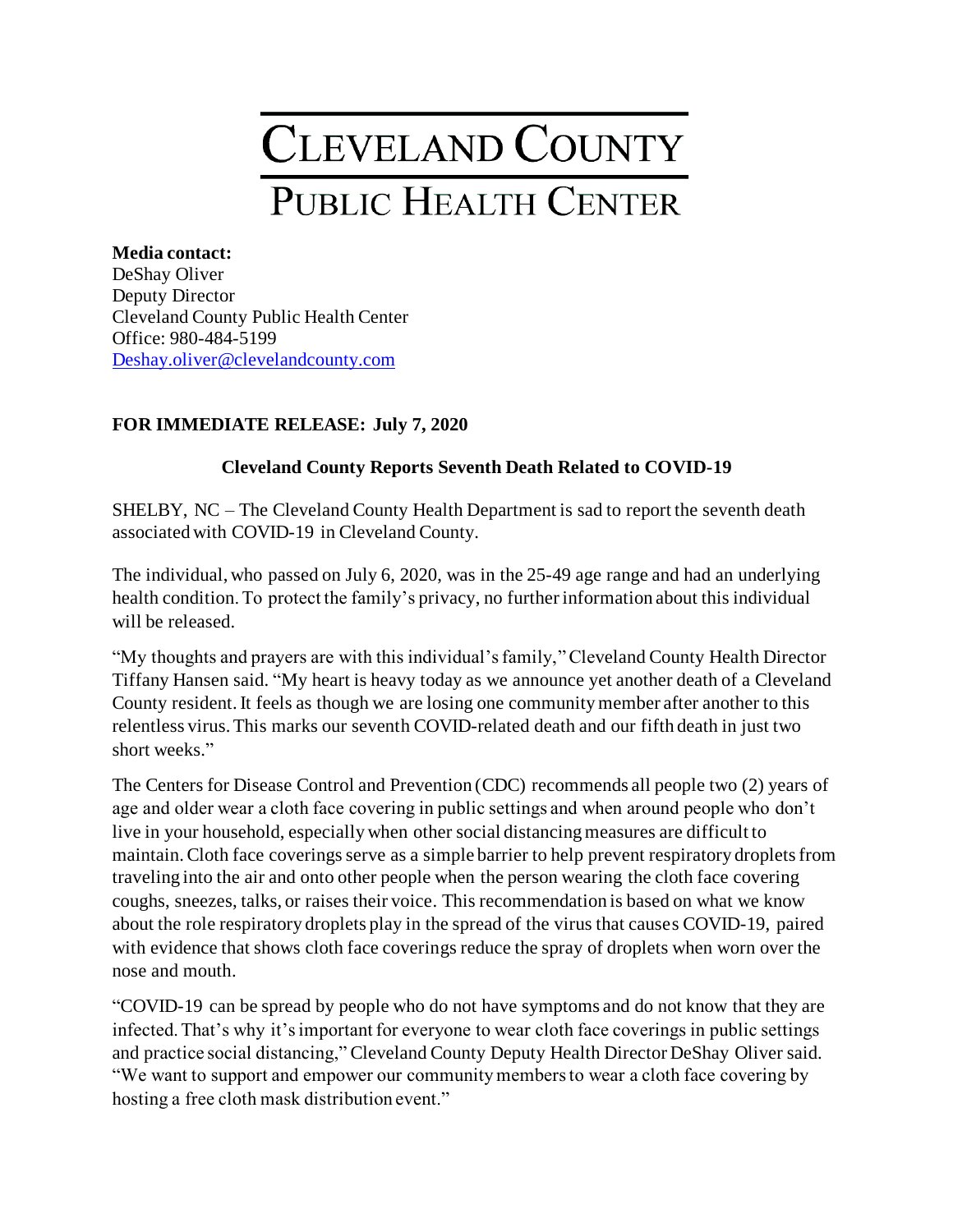# CLEVELAND COUNTY
## PUBLIC HEALTH CENTER

**Media contact:**
DeShay Oliver
Deputy Director
Cleveland County Public Health Center
Office: 980-484-5199
[Deshay.oliver@clevelandcounty.com](mailto:Deshay.oliver@clevelandcounty.com)

**FOR IMMEDIATE RELEASE: July 7, 2020**

### Cleveland County Reports Seventh Death Related to COVID-19

SHELBY, NC – The Cleveland County Health Department is sad to report the seventh death associated with COVID-19 in Cleveland County.

The individual, who passed on July 6, 2020, was in the 25-49 age range and had an underlying health condition. To protect the family's privacy, no further information about this individual will be released.

"My thoughts and prayers are with this individual's family," Cleveland County Health Director Tiffany Hansen said. "My heart is heavy today as we announce yet another death of a Cleveland County resident. It feels as though we are losing one community member after another to this relentless virus. This marks our seventh COVID-related death and our fifth death in just two short weeks."

The Centers for Disease Control and Prevention (CDC) recommends all people two (2) years of age and older wear a cloth face covering in public settings and when around people who don't live in your household, especially when other social distancing measures are difficult to maintain. Cloth face coverings serve as a simple barrier to help prevent respiratory droplets from traveling into the air and onto other people when the person wearing the cloth face covering coughs, sneezes, talks, or raises their voice. This recommendation is based on what we know about the role respiratory droplets play in the spread of the virus that causes COVID-19, paired with evidence that shows cloth face coverings reduce the spray of droplets when worn over the nose and mouth.

"COVID-19 can be spread by people who do not have symptoms and do not know that they are infected. That's why it's important for everyone to wear cloth face coverings in public settings and practice social distancing," Cleveland County Deputy Health Director DeShay Oliver said. "We want to support and empower our community members to wear a cloth face covering by hosting a free cloth mask distribution event."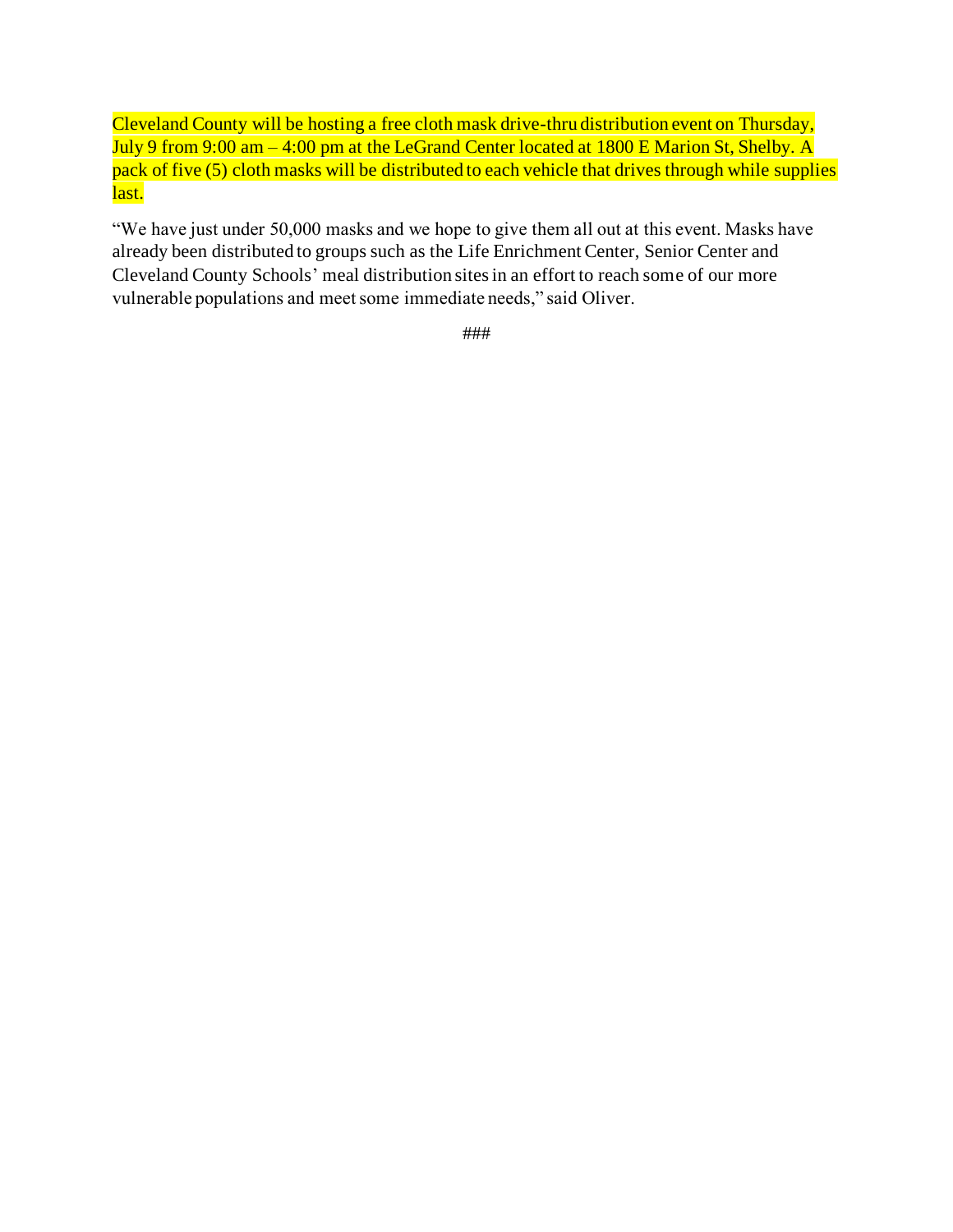Cleveland County will be hosting a free cloth mask drive-thru distribution event on Thursday, July 9 from 9:00 am – 4:00 pm at the LeGrand Center located at 1800 E Marion St, Shelby. A pack of five (5) cloth masks will be distributed to each vehicle that drives through while supplies last.

"We have just under 50,000 masks and we hope to give them all out at this event. Masks have already been distributed to groups such as the Life Enrichment Center, Senior Center and Cleveland County Schools' meal distribution sites in an effort to reach some of our more vulnerable populations and meet some immediate needs," said Oliver.

###